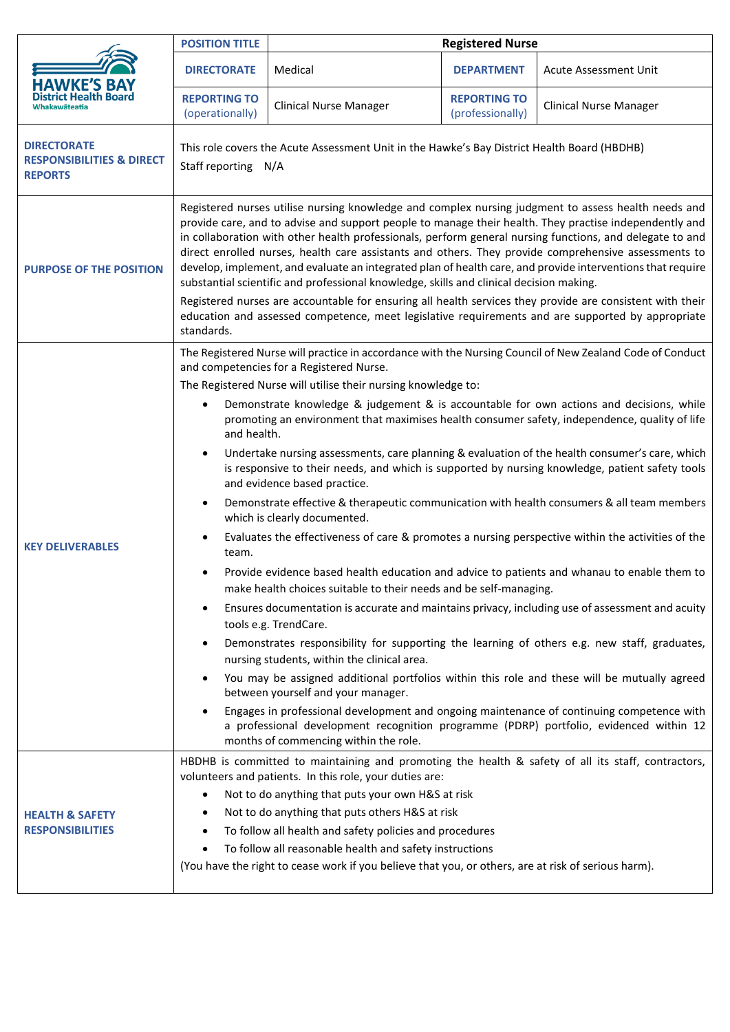| HAWKE'S BAY District Health Board Whakawāteatia | POSITION TITLE | Registered Nurse | | |
|---|---|---|---|---|
| | DIRECTORATE | Medical | DEPARTMENT | Acute Assessment Unit |
| | REPORTING TO (operationally) | Clinical Nurse Manager | REPORTING TO (professionally) | Clinical Nurse Manager |

| | |
|---|---|
| **DIRECTORATE RESPONSIBILITIES & DIRECT REPORTS** | This role covers the Acute Assessment Unit in the Hawke's Bay District Health Board (HBDHB)<br>Staff reporting N/A |
| **PURPOSE OF THE POSITION** | Registered nurses utilise nursing knowledge and complex nursing judgment to assess health needs and provide care, and to advise and support people to manage their health. They practise independently and in collaboration with other health professionals, perform general nursing functions, and delegate to and direct enrolled nurses, health care assistants and others. They provide comprehensive assessments to develop, implement, and evaluate an integrated plan of health care, and provide interventions that require substantial scientific and professional knowledge, skills and clinical decision making.<br>Registered nurses are accountable for ensuring all health services they provide are consistent with their education and assessed competence, meet legislative requirements and are supported by appropriate standards. |
| **KEY DELIVERABLES** | The Registered Nurse will practice in accordance with the Nursing Council of New Zealand Code of Conduct and competencies for a Registered Nurse.<br>The Registered Nurse will utilise their nursing knowledge to:<br>• Demonstrate knowledge & judgement & is accountable for own actions and decisions, while promoting an environment that maximises health consumer safety, independence, quality of life and health.<br>• Undertake nursing assessments, care planning & evaluation of the health consumer's care, which is responsive to their needs, and which is supported by nursing knowledge, patient safety tools and evidence based practice.<br>• Demonstrate effective & therapeutic communication with health consumers & all team members which is clearly documented.<br>• Evaluates the effectiveness of care & promotes a nursing perspective within the activities of the team.<br>• Provide evidence based health education and advice to patients and whanau to enable them to make health choices suitable to their needs and be self-managing.<br>• Ensures documentation is accurate and maintains privacy, including use of assessment and acuity tools e.g. TrendCare.<br>• Demonstrates responsibility for supporting the learning of others e.g. new staff, graduates, nursing students, within the clinical area.<br>• You may be assigned additional portfolios within this role and these will be mutually agreed between yourself and your manager.<br>• Engages in professional development and ongoing maintenance of continuing competence with a professional development recognition programme (PDRP) portfolio, evidenced within 12 months of commencing within the role. |
| **HEALTH & SAFETY RESPONSIBILITIES** | HBDHB is committed to maintaining and promoting the health & safety of all its staff, contractors, volunteers and patients. In this role, your duties are:<br>• Not to do anything that puts your own H&S at risk<br>• Not to do anything that puts others H&S at risk<br>• To follow all health and safety policies and procedures<br>• To follow all reasonable health and safety instructions<br>(You have the right to cease work if you believe that you, or others, are at risk of serious harm). |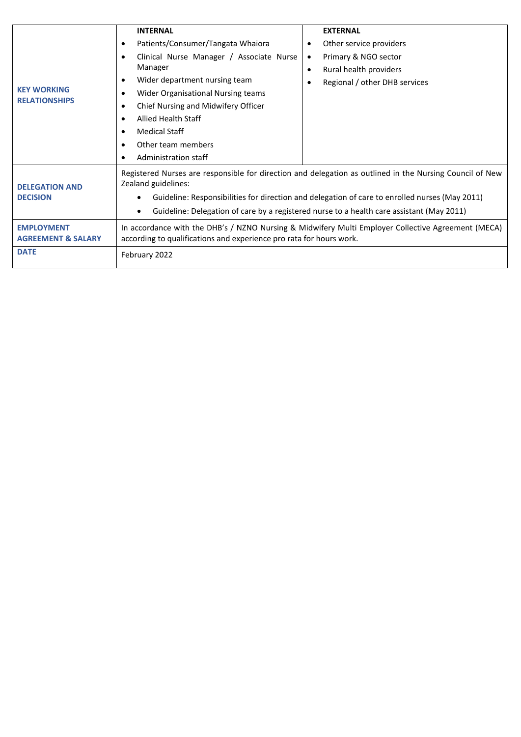| | | |
|---|---|---|
| **KEY WORKING RELATIONSHIPS** | **INTERNAL**<br>• Patients/Consumer/Tangata Whaiora<br>• Clinical Nurse Manager / Associate Nurse Manager<br>• Wider department nursing team<br>• Wider Organisational Nursing teams<br>• Chief Nursing and Midwifery Officer<br>• Allied Health Staff<br>• Medical Staff<br>• Other team members<br>• Administration staff | **EXTERNAL**<br>• Other service providers<br>• Primary & NGO sector<br>• Rural health providers<br>• Regional / other DHB services |
| **DELEGATION AND DECISION** | Registered Nurses are responsible for direction and delegation as outlined in the Nursing Council of New Zealand guidelines:<br>• Guideline: Responsibilities for direction and delegation of care to enrolled nurses (May 2011)<br>• Guideline: Delegation of care by a registered nurse to a health care assistant (May 2011) | |
| **EMPLOYMENT AGREEMENT & SALARY** | In accordance with the DHB's / NZNO Nursing & Midwifery Multi Employer Collective Agreement (MECA) according to qualifications and experience pro rata for hours work. | |
| **DATE** | February 2022 | |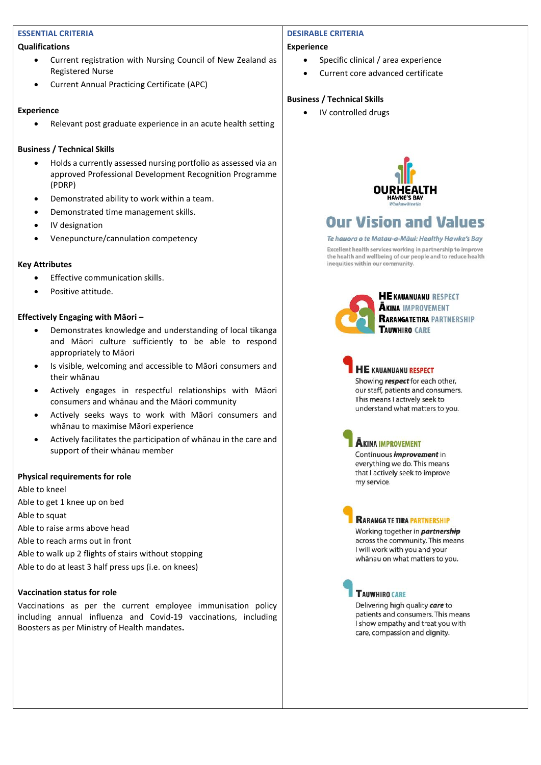## ESSENTIAL CRITERIA

### Qualifications

- Current registration with Nursing Council of New Zealand as Registered Nurse
- Current Annual Practicing Certificate (APC)

### Experience

- Relevant post graduate experience in an acute health setting

### Business / Technical Skills

- Holds a currently assessed nursing portfolio as assessed via an approved Professional Development Recognition Programme (PDRP)
- Demonstrated ability to work within a team.
- Demonstrated time management skills.
- IV designation
- Venepuncture/cannulation competency

### Key Attributes

- Effective communication skills.
- Positive attitude.

### Effectively Engaging with Māori –

- Demonstrates knowledge and understanding of local tikanga and Māori culture sufficiently to be able to respond appropriately to Māori
- Is visible, welcoming and accessible to Māori consumers and their whānau
- Actively engages in respectful relationships with Māori consumers and whānau and the Māori community
- Actively seeks ways to work with Māori consumers and whānau to maximise Māori experience
- Actively facilitates the participation of whānau in the care and support of their whānau member

### Physical requirements for role

Able to kneel
Able to get 1 knee up on bed
Able to squat
Able to raise arms above head
Able to reach arms out in front
Able to walk up 2 flights of stairs without stopping
Able to do at least 3 half press ups (i.e. on knees)

### Vaccination status for role

Vaccinations as per the current employee immunisation policy including annual influenza and Covid-19 vaccinations, including Boosters as per Ministry of Health mandates.

## DESIRABLE CRITERIA

### Experience

- Specific clinical / area experience
- Current core advanced certificate

### Business / Technical Skills

- IV controlled drugs

OURHEALTH
HAWKE'S BAY
Whakawāteatia

# Our Vision and Values

*Te hauora o te Matau-a-Māui: Healthy Hawke's Bay*

Excellent health services working in partnership to improve the health and wellbeing of our people and to reduce health inequities within our community.

**HE KAUANUANU** RESPECT
**ĀKINA** IMPROVEMENT
**RARANGA TE TIRA** PARTNERSHIP
**TAUWHIRO** CARE

**HE KAUANUANU RESPECT**
Showing ***respect*** for each other, our staff, patients and consumers. This means I actively seek to understand what matters to you.

**ĀKINA IMPROVEMENT**
Continuous ***improvement*** in everything we do. This means that I actively seek to improve my service.

**RARANGA TE TIRA PARTNERSHIP**
Working together in ***partnership*** across the community. This means I will work with you and your whānau on what matters to you.

**TAUWHIRO CARE**
Delivering high quality ***care*** to patients and consumers. This means I show empathy and treat you with care, compassion and dignity.